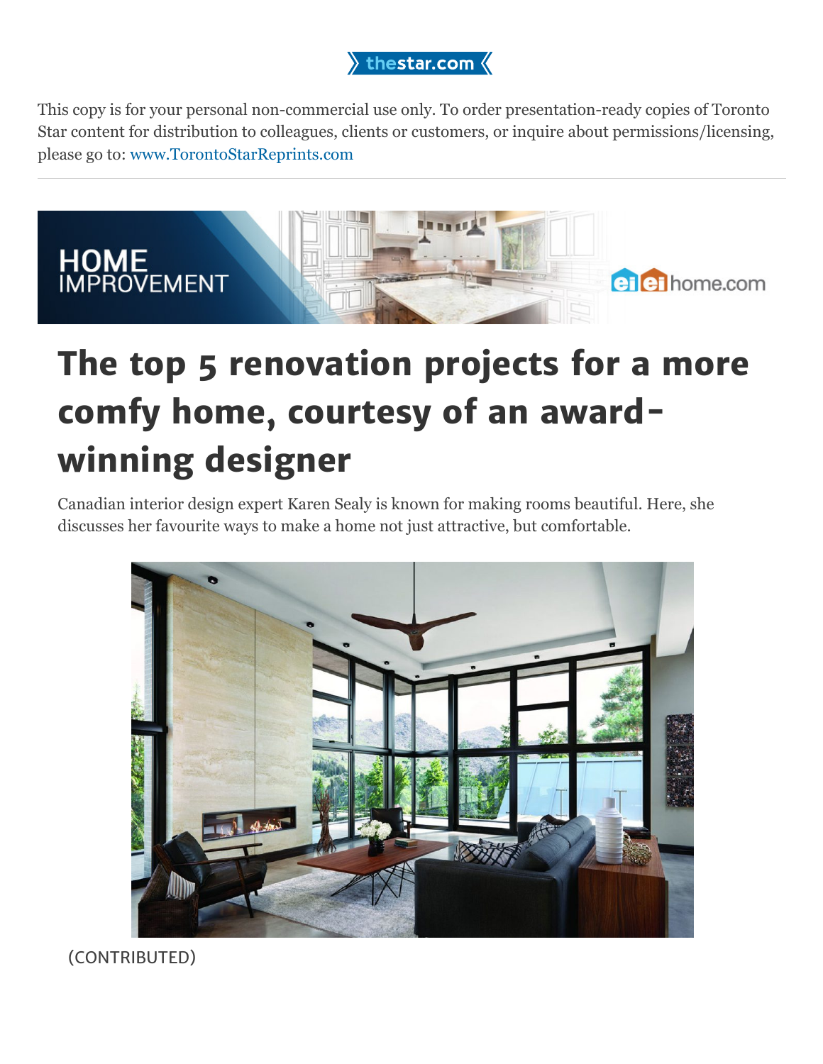This copy is for your personal non-commercial use only. To order presentation-ready copies of Toronto Star content for distribution to colleagues, clients or customers, or inquire about permissions/licensing, please go to: www.TorontoStarReprints.com

# The top 5 renovation projects for a more comfy home, courtesy of an award-winning designer

Canadian interior design expert Karen Sealy is known for making rooms beautiful. Here, she discusses her favourite ways to make a home not just attractive, but comfortable.

(CONTRIBUTED)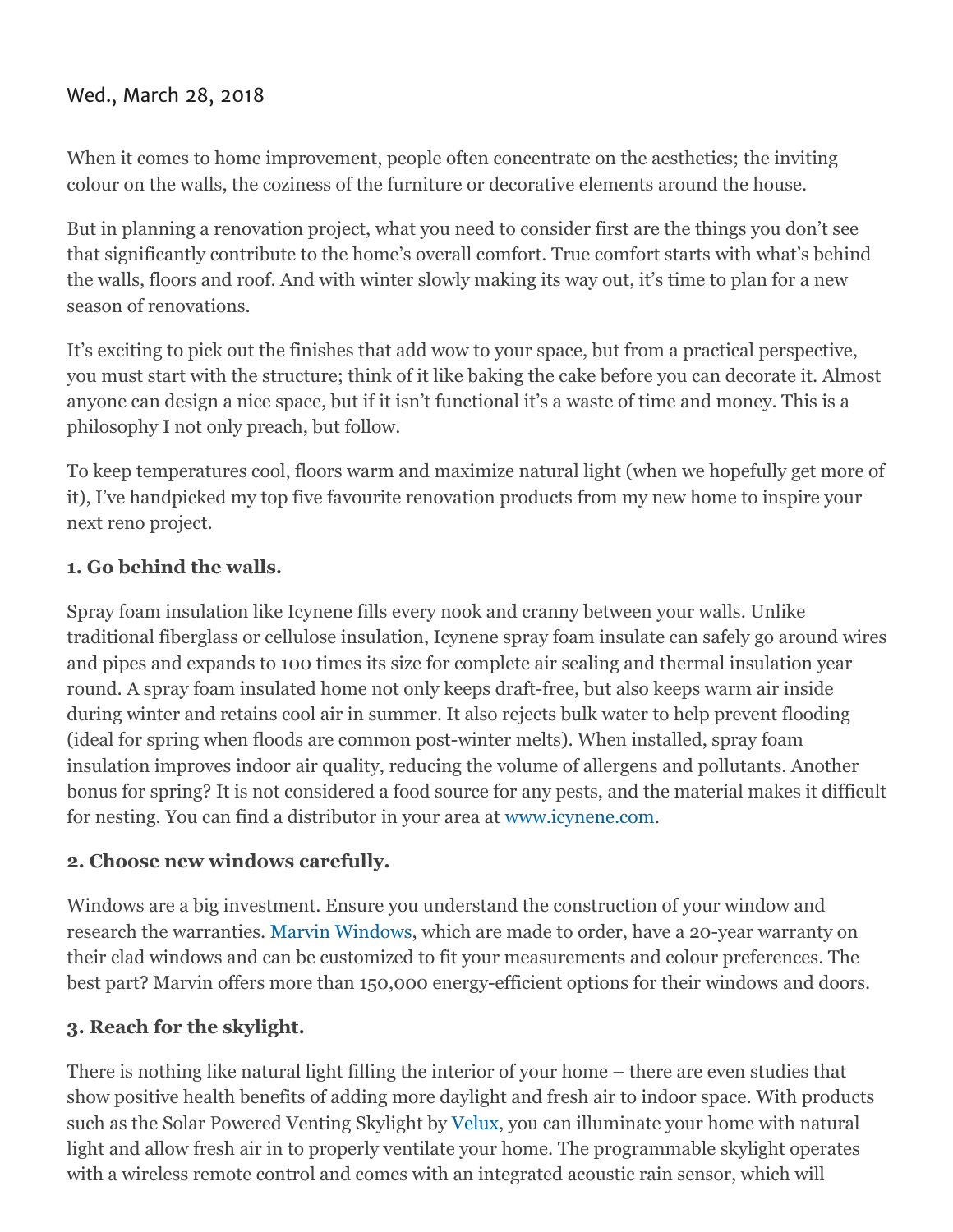Wed., March 28, 2018

When it comes to home improvement, people often concentrate on the aesthetics; the inviting colour on the walls, the coziness of the furniture or decorative elements around the house.

But in planning a renovation project, what you need to consider first are the things you don't see that significantly contribute to the home's overall comfort. True comfort starts with what's behind the walls, floors and roof. And with winter slowly making its way out, it's time to plan for a new season of renovations.

It's exciting to pick out the finishes that add wow to your space, but from a practical perspective, you must start with the structure; think of it like baking the cake before you can decorate it. Almost anyone can design a nice space, but if it isn't functional it's a waste of time and money. This is a philosophy I not only preach, but follow.

To keep temperatures cool, floors warm and maximize natural light (when we hopefully get more of it), I've handpicked my top five favourite renovation products from my new home to inspire your next reno project.

**1. Go behind the walls.**

Spray foam insulation like Icynene fills every nook and cranny between your walls. Unlike traditional fiberglass or cellulose insulation, Icynene spray foam insulate can safely go around wires and pipes and expands to 100 times its size for complete air sealing and thermal insulation year round. A spray foam insulated home not only keeps draft-free, but also keeps warm air inside during winter and retains cool air in summer. It also rejects bulk water to help prevent flooding (ideal for spring when floods are common post-winter melts). When installed, spray foam insulation improves indoor air quality, reducing the volume of allergens and pollutants. Another bonus for spring? It is not considered a food source for any pests, and the material makes it difficult for nesting. You can find a distributor in your area at www.icynene.com.

**2. Choose new windows carefully.**

Windows are a big investment. Ensure you understand the construction of your window and research the warranties. Marvin Windows, which are made to order, have a 20-year warranty on their clad windows and can be customized to fit your measurements and colour preferences. The best part? Marvin offers more than 150,000 energy-efficient options for their windows and doors.

**3. Reach for the skylight.**

There is nothing like natural light filling the interior of your home – there are even studies that show positive health benefits of adding more daylight and fresh air to indoor space. With products such as the Solar Powered Venting Skylight by Velux, you can illuminate your home with natural light and allow fresh air in to properly ventilate your home. The programmable skylight operates with a wireless remote control and comes with an integrated acoustic rain sensor, which will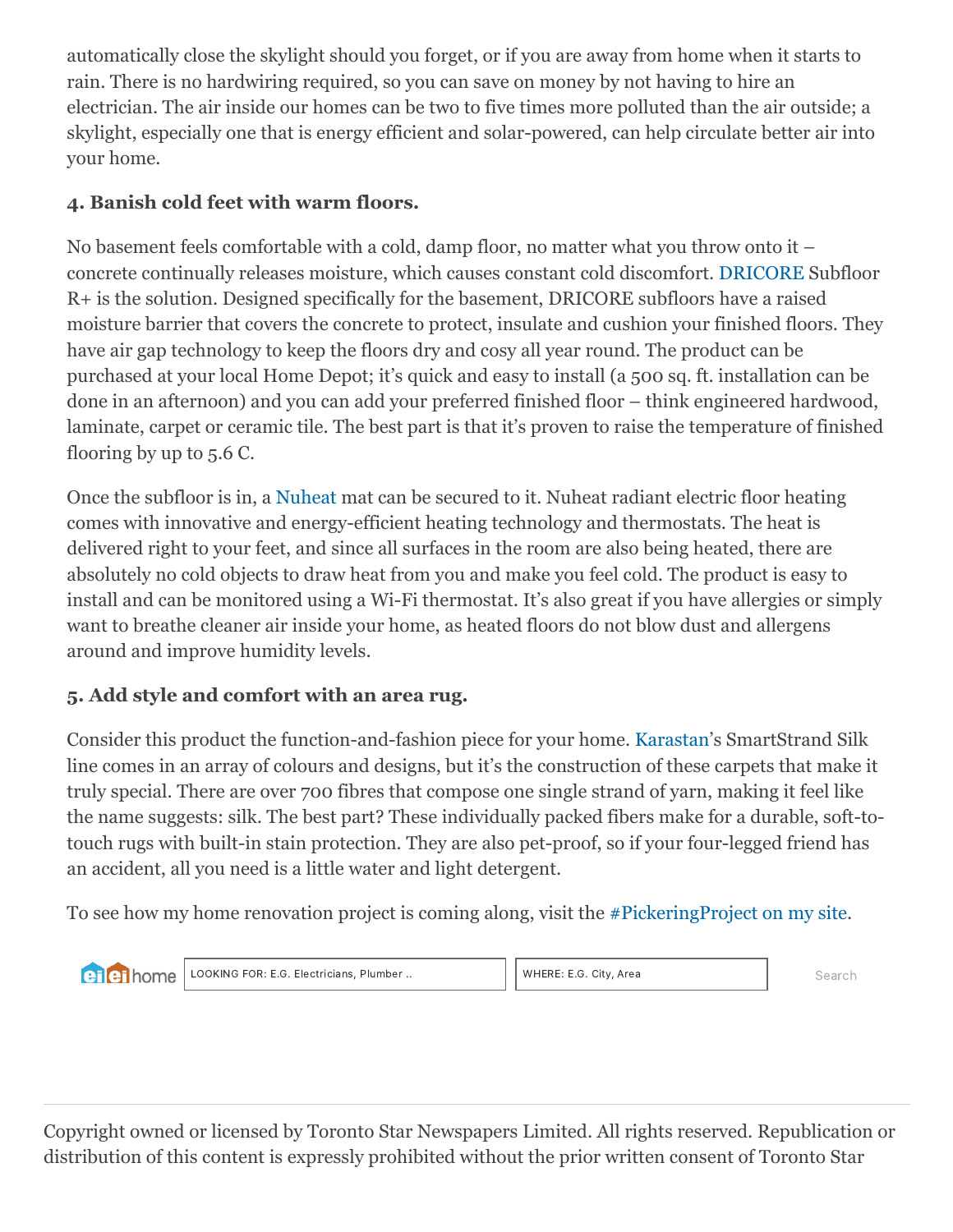automatically close the skylight should you forget, or if you are away from home when it starts to rain. There is no hardwiring required, so you can save on money by not having to hire an electrician. The air inside our homes can be two to five times more polluted than the air outside; a skylight, especially one that is energy efficient and solar-powered, can help circulate better air into your home.

**4. Banish cold feet with warm floors.**

No basement feels comfortable with a cold, damp floor, no matter what you throw onto it – concrete continually releases moisture, which causes constant cold discomfort. DRICORE Subfloor R+ is the solution. Designed specifically for the basement, DRICORE subfloors have a raised moisture barrier that covers the concrete to protect, insulate and cushion your finished floors. They have air gap technology to keep the floors dry and cosy all year round. The product can be purchased at your local Home Depot; it's quick and easy to install (a 500 sq. ft. installation can be done in an afternoon) and you can add your preferred finished floor – think engineered hardwood, laminate, carpet or ceramic tile. The best part is that it's proven to raise the temperature of finished flooring by up to 5.6 C.

Once the subfloor is in, a Nuheat mat can be secured to it. Nuheat radiant electric floor heating comes with innovative and energy-efficient heating technology and thermostats. The heat is delivered right to your feet, and since all surfaces in the room are also being heated, there are absolutely no cold objects to draw heat from you and make you feel cold. The product is easy to install and can be monitored using a Wi-Fi thermostat. It's also great if you have allergies or simply want to breathe cleaner air inside your home, as heated floors do not blow dust and allergens around and improve humidity levels.

**5. Add style and comfort with an area rug.**

Consider this product the function-and-fashion piece for your home. Karastan's SmartStrand Silk line comes in an array of colours and designs, but it's the construction of these carpets that make it truly special. There are over 700 fibres that compose one single strand of yarn, making it feel like the name suggests: silk. The best part? These individually packed fibers make for a durable, soft-to-touch rugs with built-in stain protection. They are also pet-proof, so if your four-legged friend has an accident, all you need is a little water and light detergent.

To see how my home renovation project is coming along, visit the #PickeringProject on my site.

eieihome | LOOKING FOR: E.G. Electricians, Plumber .. | WHERE: E.G. City, Area | Search

Copyright owned or licensed by Toronto Star Newspapers Limited. All rights reserved. Republication or distribution of this content is expressly prohibited without the prior written consent of Toronto Star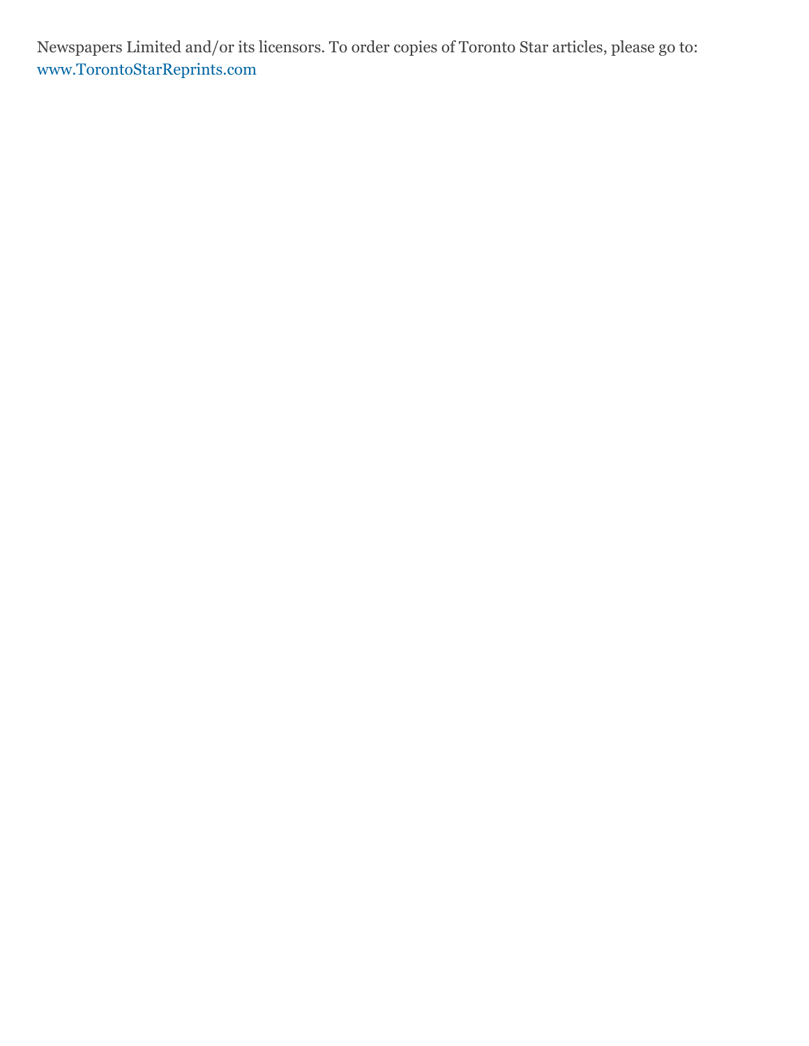Newspapers Limited and/or its licensors. To order copies of Toronto Star articles, please go to: www.TorontoStarReprints.com